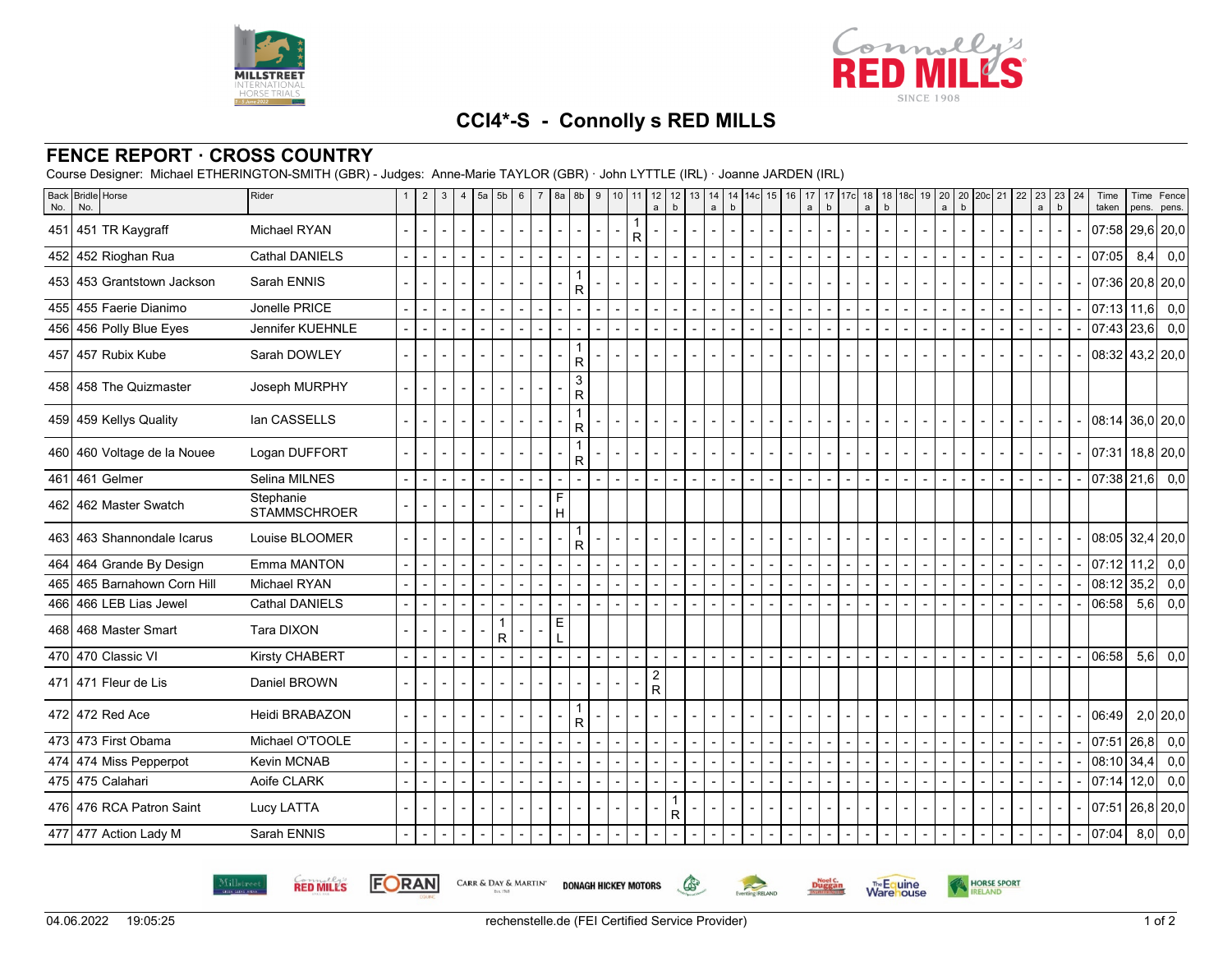# CCI4*-S - Connolly s RED MILLS

## FENCE REPORT · CROSS COUNTRY

Course Designer: Michael ETHERINGTON-SMITH (GBR) - Judges: Anne-Marie TAYLOR (GBR) · John LYTTLE (IRL) · Joanne JARDEN (IRL)

| Back No. | Bridle No. | Horse | Rider | 1 | 2 | 3 | 4 | 5a | 5b | 6 | 7 | 8a | 8b | 9 | 10 | 11 | 12 a | 12 b | 13 | 14 a | 14 b | 14c | 15 | 16 | 17 a | 17 b | 17c | 18 a | 18 b | 18c | 19 | 20 a | 20 b | 20c | 21 | 22 | 23 a | 23 b | 24 | Time taken | Time pens. | Fence pens. |
|---|---|---|---|---|---|---|---|---|---|---|---|---|---|---|---|---|---|---|---|---|---|---|---|---|---|---|---|---|---|---|---|---|---|---|---|---|---|---|---|---|---|---|
| 451 | 451 | TR Kaygraff | Michael RYAN | - | - | - | - | - | - | - | - | - | - | - | - | 1 R | - | - | - | - | - | - | - | - | - | - | - | - | - | - | - | - | - | - | - | - | - | - | - | 07:58 | 29,6 | 20,0 |
| 452 | 452 | Rioghan Rua | Cathal DANIELS | - | - | - | - | - | - | - | - | - | - | - | - | - | - | - | - | - | - | - | - | - | - | - | - | - | - | - | - | - | - | - | - | - | - | - | - | 07:05 | 8,4 | 0,0 |
| 453 | 453 | Grantstown Jackson | Sarah ENNIS | - | - | - | - | - | - | - | - | - | 1 R | - | - | - | - | - | - | - | - | - | - | - | - | - | - | - | - | - | - | - | - | - | - | - | - | - | - | 07:36 | 20,8 | 20,0 |
| 455 | 455 | Faerie Dianimo | Jonelle PRICE | - | - | - | - | - | - | - | - | - | - | - | - | - | - | - | - | - | - | - | - | - | - | - | - | - | - | - | - | - | - | - | - | - | - | - | - | 07:13 | 11,6 | 0,0 |
| 456 | 456 | Polly Blue Eyes | Jennifer KUEHNLE | - | - | - | - | - | - | - | - | - | - | - | - | - | - | - | - | - | - | - | - | - | - | - | - | - | - | - | - | - | - | - | - | - | - | - | - | 07:43 | 23,6 | 0,0 |
| 457 | 457 | Rubix Kube | Sarah DOWLEY | - | - | - | - | - | - | - | - | - | 1 R | - | - | - | - | - | - | - | - | - | - | - | - | - | - | - | - | - | - | - | - | - | - | - | - | - | - | 08:32 | 43,2 | 20,0 |
| 458 | 458 | The Quizmaster | Joseph MURPHY | - | - | - | - | - | - | - | - | - | 3 R | | | | | | | | | | | | | | | | | | | | | | | | | | | | | |
| 459 | 459 | Kellys Quality | Ian CASSELLS | - | - | - | - | - | - | - | - | - | 1 R | - | - | - | - | - | - | - | - | - | - | - | - | - | - | - | - | - | - | - | - | - | - | - | - | - | - | 08:14 | 36,0 | 20,0 |
| 460 | 460 | Voltage de la Nouee | Logan DUFFORT | - | - | - | - | - | - | - | - | - | 1 R | - | - | - | - | - | - | - | - | - | - | - | - | - | - | - | - | - | - | - | - | - | - | - | - | - | - | 07:31 | 18,8 | 20,0 |
| 461 | 461 | Gelmer | Selina MILNES | - | - | - | - | - | - | - | - | - | - | - | - | - | - | - | - | - | - | - | - | - | - | - | - | - | - | - | - | - | - | - | - | - | - | - | - | 07:38 | 21,6 | 0,0 |
| 462 | 462 | Master Swatch | Stephanie STAMMSCHROER | - | - | - | - | - | - | - | - | F H | | | | | | | | | | | | | | | | | | | | | | | | | | | | | | |
| 463 | 463 | Shannondale Icarus | Louise BLOOMER | - | - | - | - | - | - | - | - | - | 1 R | - | - | - | - | - | - | - | - | - | - | - | - | - | - | - | - | - | - | - | - | - | - | - | - | - | - | 08:05 | 32,4 | 20,0 |
| 464 | 464 | Grande By Design | Emma MANTON | - | - | - | - | - | - | - | - | - | - | - | - | - | - | - | - | - | - | - | - | - | - | - | - | - | - | - | - | - | - | - | - | - | - | - | - | 07:12 | 11,2 | 0,0 |
| 465 | 465 | Barnahown Corn Hill | Michael RYAN | - | - | - | - | - | - | - | - | - | - | - | - | - | - | - | - | - | - | - | - | - | - | - | - | - | - | - | - | - | - | - | - | - | - | - | - | 08:12 | 35,2 | 0,0 |
| 466 | 466 | LEB Lias Jewel | Cathal DANIELS | - | - | - | - | - | - | - | - | - | - | - | - | - | - | - | - | - | - | - | - | - | - | - | - | - | - | - | - | - | - | - | - | - | - | - | - | 06:58 | 5,6 | 0,0 |
| 468 | 468 | Master Smart | Tara DIXON | - | - | - | - | - | 1 R | - | - | E L | | | | | | | | | | | | | | | | | | | | | | | | | | | | | | |
| 470 | 470 | Classic VI | Kirsty CHABERT | - | - | - | - | - | - | - | - | - | - | - | - | - | - | - | - | - | - | - | - | - | - | - | - | - | - | - | - | - | - | - | - | - | - | - | - | 06:58 | 5,6 | 0,0 |
| 471 | 471 | Fleur de Lis | Daniel BROWN | - | - | - | - | - | - | - | - | - | - | - | - | - | 2 R | | | | | | | | | | | | | | | | | | | | | | | | | |
| 472 | 472 | Red Ace | Heidi BRABAZON | - | - | - | - | - | - | - | - | - | 1 R | - | - | - | - | - | - | - | - | - | - | - | - | - | - | - | - | - | - | - | - | - | - | - | - | - | - | 06:49 | 2,0 | 20,0 |
| 473 | 473 | First Obama | Michael O'TOOLE | - | - | - | - | - | - | - | - | - | - | - | - | - | - | - | - | - | - | - | - | - | - | - | - | - | - | - | - | - | - | - | - | - | - | - | - | 07:51 | 26,8 | 0,0 |
| 474 | 474 | Miss Pepperpot | Kevin MCNAB | - | - | - | - | - | - | - | - | - | - | - | - | - | - | - | - | - | - | - | - | - | - | - | - | - | - | - | - | - | - | - | - | - | - | - | - | 08:10 | 34,4 | 0,0 |
| 475 | 475 | Calahari | Aoife CLARK | - | - | - | - | - | - | - | - | - | - | - | - | - | - | - | - | - | - | - | - | - | - | - | - | - | - | - | - | - | - | - | - | - | - | - | - | 07:14 | 12,0 | 0,0 |
| 476 | 476 | RCA Patron Saint | Lucy LATTA | - | - | - | - | - | - | - | - | - | - | - | - | - | - | 1 R | - | - | - | - | - | - | - | - | - | - | - | - | - | - | - | - | - | - | - | - | - | 07:51 | 26,8 | 20,0 |
| 477 | 477 | Action Lady M | Sarah ENNIS | - | - | - | - | - | - | - | - | - | - | - | - | - | - | - | - | - | - | - | - | - | - | - | - | - | - | - | - | - | - | - | - | - | - | - | - | 07:04 | 8,0 | 0,0 |

04.06.2022 19:05:25 rechenstelle.de (FEI Certified Service Provider)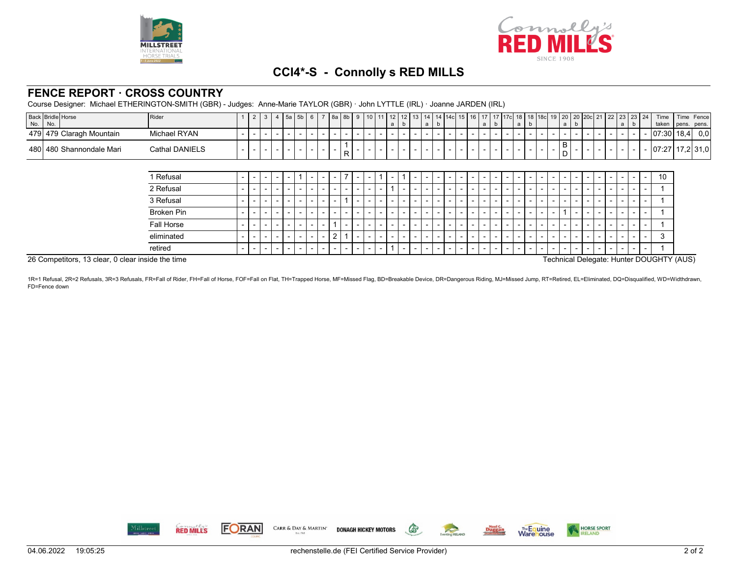# CCI4*-S - Connolly s RED MILLS

## FENCE REPORT · CROSS COUNTRY

Course Designer: Michael ETHERINGTON-SMITH (GBR) - Judges: Anne-Marie TAYLOR (GBR) · John LYTTLE (IRL) · Joanne JARDEN (IRL)

| Back No. | Bridle No. | Horse | Rider | 1 | 2 | 3 | 4 | 5a | 5b | 6 | 7 | 8a | 8b | 9 | 10 | 11 | 12 a | 12 b | 13 | 14 a | 14 b | 14c | 15 | 16 | 17 a | 17 b | 17c | 18 a | 18 b | 18c | 19 | 20 a | 20 b | 20c | 21 | 22 | 23 a | 23 b | 24 | Time taken | Time pens. | Fence pens. |
|---|---|---|---|---|---|---|---|---|---|---|---|---|---|---|---|---|---|---|---|---|---|---|---|---|---|---|---|---|---|---|---|---|---|---|---|---|---|---|---|---|---|---|
| 479 | 479 | Claragh Mountain | Michael RYAN | - | - | - | - | - | - | - | - | - | - | - | - | - | - | - | - | - | - | - | - | - | - | - | - | - | - | - | - | - | - | - | - | - | - | - | - | 07:30 | 18,4 | 0,0 |
| 480 | 480 | Shannondale Mari | Cathal DANIELS | - | - | - | - | - | - | - | - | - | 1 R | - | - | - | - | - | - | - | - | - | - | - | - | - | - | - | - | - | - | BD | - | - | - | - | - | - | - | 07:27 | 17,2 | 31,0 |
| | | | 1 Refusal | - | - | - | - | - | 1 | - | - | - | 7 | - | - | 1 | - | 1 | - | - | - | - | - | - | - | - | - | - | - | - | - | - | - | - | - | - | - | - | - | 10 | | |
| | | | 2 Refusal | - | - | - | - | - | - | - | - | - | - | - | - | - | 1 | - | - | - | - | - | - | - | - | - | - | - | - | - | - | - | - | - | - | - | - | - | - | 1 | | |
| | | | 3 Refusal | - | - | - | - | - | - | - | - | - | 1 | - | - | - | - | - | - | - | - | - | - | - | - | - | - | - | - | - | - | - | - | - | - | - | - | - | - | 1 | | |
| | | | Broken Pin | - | - | - | - | - | - | - | - | - | - | - | - | - | - | - | - | - | - | - | - | - | - | - | - | - | - | - | - | 1 | - | - | - | - | - | - | - | 1 | | |
| | | | Fall Horse | - | - | - | - | - | - | - | - | 1 | - | - | - | - | - | - | - | - | - | - | - | - | - | - | - | - | - | - | - | - | - | - | - | - | - | - | - | 1 | | |
| | | | eliminated | - | - | - | - | - | - | - | - | 2 | 1 | - | - | - | - | - | - | - | - | - | - | - | - | - | - | - | - | - | - | - | - | - | - | - | - | - | - | 3 | | |
| | | | retired | - | - | - | - | - | - | - | - | - | - | - | - | - | 1 | - | - | - | - | - | - | - | - | - | - | - | - | - | - | - | - | - | - | - | - | - | - | 1 | | |

26 Competitors, 13 clear, 0 clear inside the time

Technical Delegate: Hunter DOUGHTY (AUS)

1R=1 Refusal, 2R=2 Refusals, 3R=3 Refusals, FR=Fall of Rider, FH=Fall of Horse, FOF=Fall on Flat, TH=Trapped Horse, MF=Missed Flag, BD=Breakable Device, DR=Dangerous Riding, MJ=Missed Jump, RT=Retired, EL=Eliminated, DQ=Disqualified, WD=Widthdrawn, FD=Fence down

04.06.2022 19:05:25

rechenstelle.de (FEI Certified Service Provider)